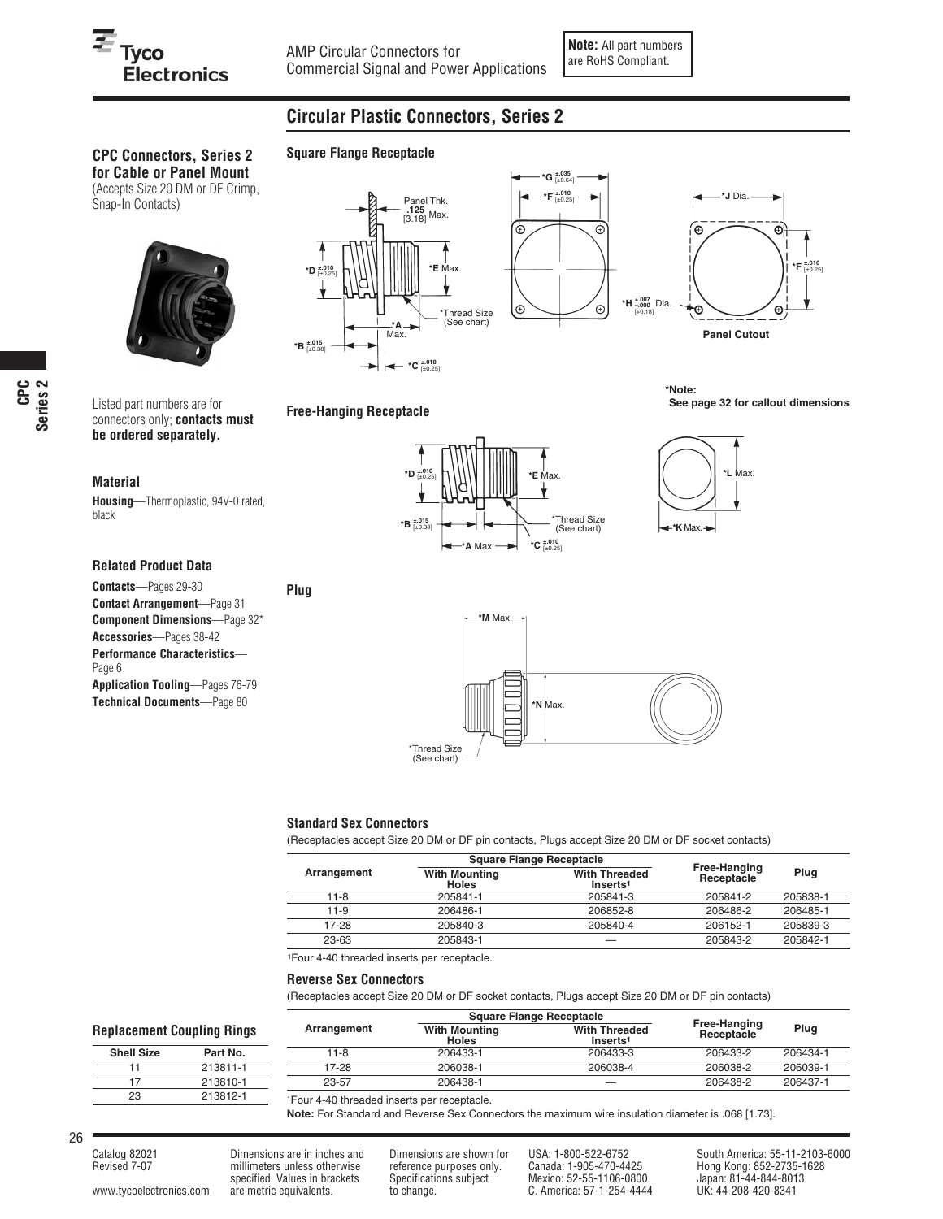AMP Circular Connectors for Commercial Signal and Power Applications

**Note:** All part numbers are RoHS Compliant.

## Circular Plastic Connectors, Series 2

### CPC Connectors, Series 2 for Cable or Panel Mount

(Accepts Size 20 DM or DF Crimp, Snap-In Contacts)

Listed part numbers are for connectors only; **contacts must be ordered separately.**

#### Material

**Housing**—Thermoplastic, 94V-0 rated, black

#### Related Product Data

**Contacts**—Pages 29-30
**Contact Arrangement**—Page 31
**Component Dimensions**—Page 32*
**Accessories**—Pages 38-42
**Performance Characteristics**—Page 6
**Application Tooling**—Pages 76-79
**Technical Documents**—Page 80

### Square Flange Receptacle

Panel Thk. .125 [3.18] Max.
*D ±.010 [±0.25]
*E Max.
*A Max.
*B ±.015 [±0.38]
*C ±.010 [±0.25]
*Thread Size (See chart)
*G ±.035 [±0.64]
*F ±.010 [±0.25]
*H +.007 −.000 [+0.18] Dia.
*J Dia.
*F ±.010 [±0.25]
Panel Cutout

**\*Note: See page 32 for callout dimensions**

### Free-Hanging Receptacle

*D ±.010 [±0.25]
*E Max.
*B ±.015 [±0.38]
*A Max.
*C ±.010 [±0.25]
*Thread Size (See chart)
*L Max.
*K Max.

### Plug

*M Max.
*N Max.
*Thread Size (See chart)

#### Standard Sex Connectors

(Receptacles accept Size 20 DM or DF pin contacts, Plugs accept Size 20 DM or DF socket contacts)

| Arrangement | Square Flange Receptacle | | Free-Hanging Receptacle | Plug |
|---|---|---|---|---|
| | With Mounting Holes | With Threaded Inserts[1] | | |
| 11-8 | 205841-1 | 205841-3 | 205841-2 | 205838-1 |
| 11-9 | 206486-1 | 206852-8 | 206486-2 | 206485-1 |
| 17-28 | 205840-3 | 205840-4 | 206152-1 | 205839-3 |
| 23-63 | 205843-1 | — | 205843-2 | 205842-1 |

[1]Four 4-40 threaded inserts per receptacle.

#### Reverse Sex Connectors

(Receptacles accept Size 20 DM or DF socket contacts, Plugs accept Size 20 DM or DF pin contacts)

| Arrangement | Square Flange Receptacle | | Free-Hanging Receptacle | Plug |
|---|---|---|---|---|
| | With Mounting Holes | With Threaded Inserts[1] | | |
| 11-8 | 206433-1 | 206433-3 | 206433-2 | 206434-1 |
| 17-28 | 206038-1 | 206038-4 | 206038-2 | 206039-1 |
| 23-57 | 206438-1 | — | 206438-2 | 206437-1 |

[1]Four 4-40 threaded inserts per receptacle.

**Note:** For Standard and Reverse Sex Connectors the maximum wire insulation diameter is .068 [1.73].

#### Replacement Coupling Rings

| Shell Size | Part No. |
|---|---|
| 11 | 213811-1 |
| 17 | 213810-1 |
| 23 | 213812-1 |

Catalog 82021
Revised 7-07

www.tycoelectronics.com

Dimensions are in inches and millimeters unless otherwise specified. Values in brackets are metric equivalents.

Dimensions are shown for reference purposes only. Specifications subject to change.

USA: 1-800-522-6752
Canada: 1-905-470-4425
Mexico: 52-55-1106-0800
C. America: 57-1-254-4444

South America: 55-11-2103-6000
Hong Kong: 852-2735-1628
Japan: 81-44-844-8013
UK: 44-208-420-8341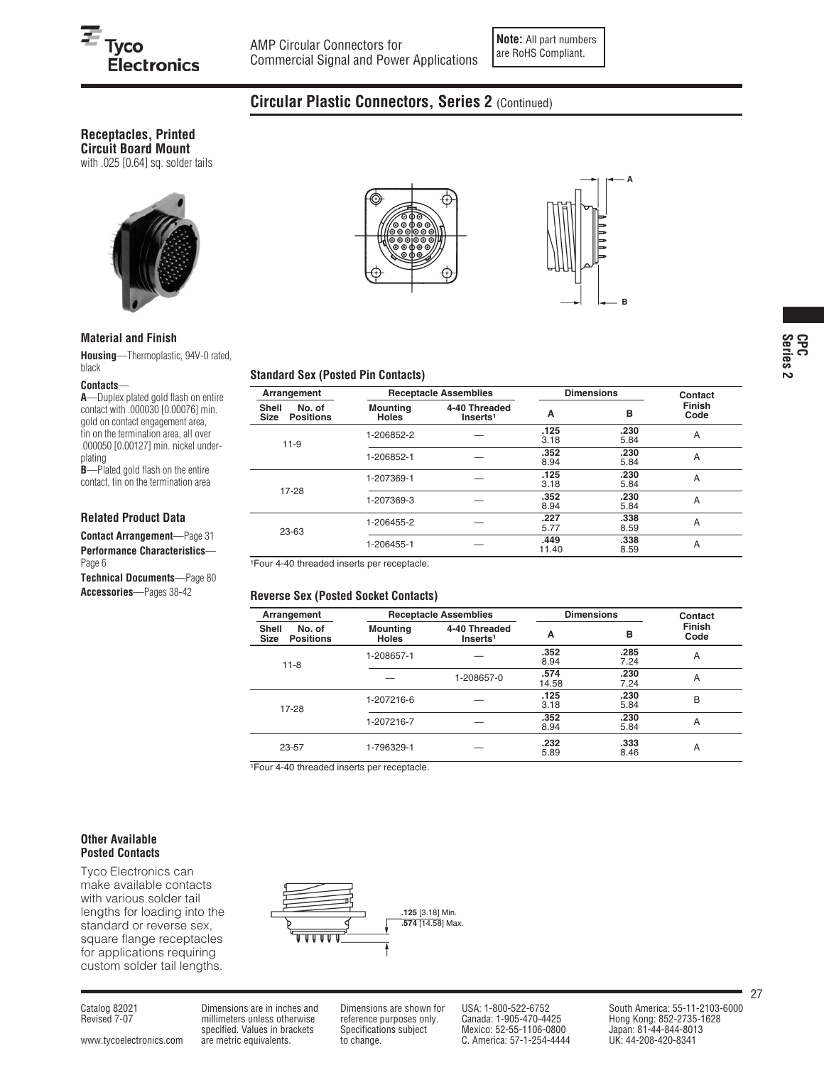**Note:** All part numbers are RoHS Compliant.

## Circular Plastic Connectors, Series 2 (Continued)

### Receptacles, Printed Circuit Board Mount

with .025 [0.64] sq. solder tails

### Material and Finish

**Housing**—Thermoplastic, 94V-0 rated, black

**Contacts**—

**A**—Duplex plated gold flash on entire contact with .000030 [0.00076] min. gold on contact engagement area, tin on the termination area, all over .000050 [0.00127] min. nickel underplating

**B**—Plated gold flash on the entire contact, tin on the termination area

### Related Product Data

**Contact Arrangement**—Page 31

**Performance Characteristics**—Page 6

**Technical Documents**—Page 80

**Accessories**—Pages 38-42

### Standard Sex (Posted Pin Contacts)

| Arrangement | | Receptacle Assemblies | | Dimensions | | Contact Finish Code |
|---|---|---|---|---|---|---|
| Shell Size | No. of Positions | Mounting Holes | 4-40 Threaded Inserts[1] | A | B | |
| 11-9 | | 1-206852-2 | — | **.125** 3.18 | **.230** 5.84 | A |
| | | 1-206852-1 | — | **.352** 8.94 | **.230** 5.84 | A |
| 17-28 | | 1-207369-1 | — | **.125** 3.18 | **.230** 5.84 | A |
| | | 1-207369-3 | — | **.352** 8.94 | **.230** 5.84 | A |
| 23-63 | | 1-206455-2 | — | **.227** 5.77 | **.338** 8.59 | A |
| | | 1-206455-1 | — | **.449** 11.40 | **.338** 8.59 | A |

[1]Four 4-40 threaded inserts per receptacle.

### Reverse Sex (Posted Socket Contacts)

| Arrangement | | Receptacle Assemblies | | Dimensions | | Contact Finish Code |
|---|---|---|---|---|---|---|
| Shell Size | No. of Positions | Mounting Holes | 4-40 Threaded Inserts[1] | A | B | |
| 11-8 | | 1-208657-1 | — | **.352** 8.94 | **.285** 7.24 | A |
| | | — | 1-208657-0 | **.574** 14.58 | **.230** 7.24 | A |
| 17-28 | | 1-207216-6 | — | **.125** 3.18 | **.230** 5.84 | B |
| | | 1-207216-7 | — | **.352** 8.94 | **.230** 5.84 | A |
| 23-57 | | 1-796329-1 | — | **.232** 5.89 | **.333** 8.46 | A |

[1]Four 4-40 threaded inserts per receptacle.

### Other Available Posted Contacts

Tyco Electronics can make available contacts with various solder tail lengths for loading into the standard or reverse sex, square flange receptacles for applications requiring custom solder tail lengths.

**.125** [3.18] Min.
**.574** [14.58] Max.

Catalog 82021
Revised 7-07

www.tycoelectronics.com

Dimensions are in inches and millimeters unless otherwise specified. Values in brackets are metric equivalents.

Dimensions are shown for reference purposes only. Specifications subject to change.

USA: 1-800-522-6752
Canada: 1-905-470-4425
Mexico: 52-55-1106-0800
C. America: 57-1-254-4444

South America: 55-11-2103-6000
Hong Kong: 852-2735-1628
Japan: 81-44-844-8013
UK: 44-208-420-8341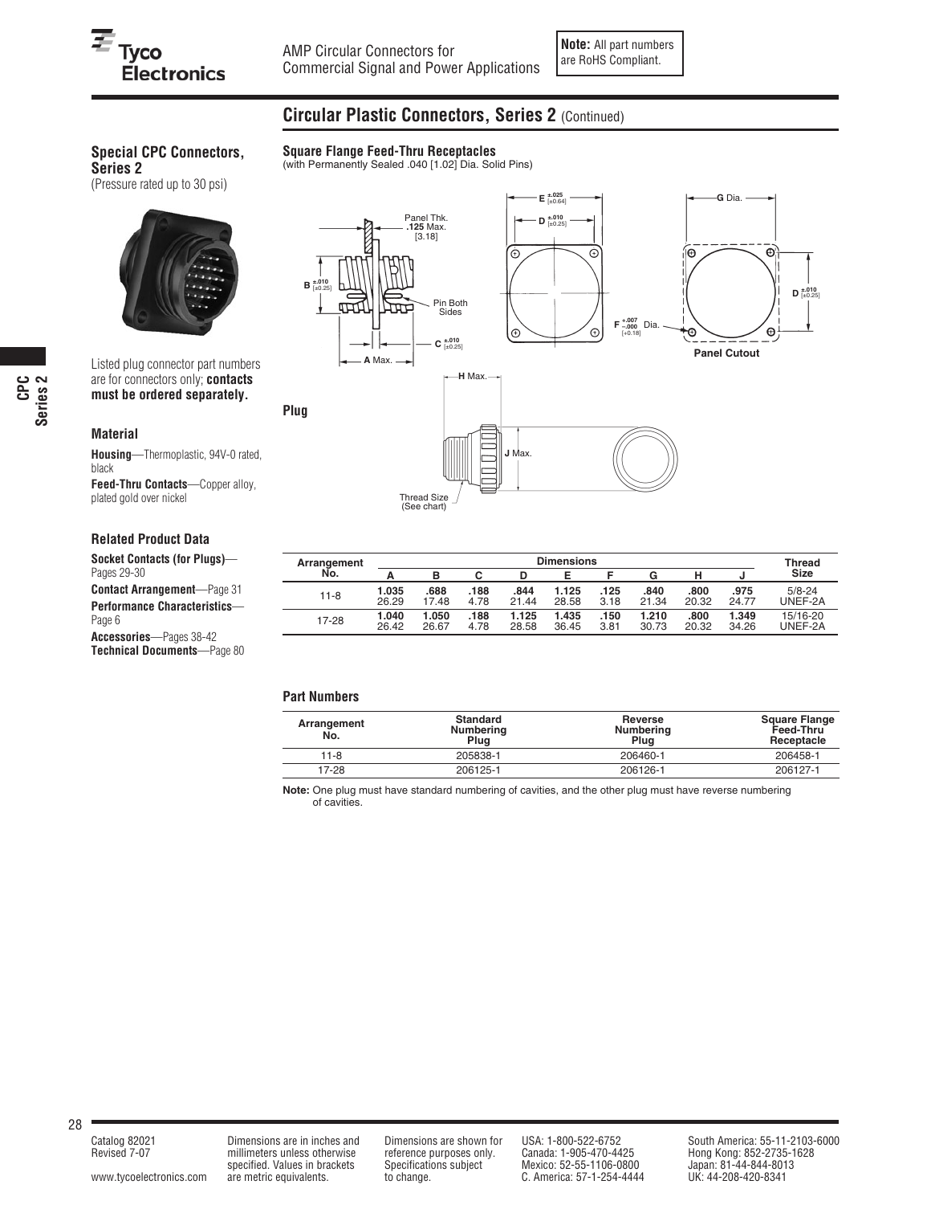**Note:** All part numbers are RoHS Compliant.

## Circular Plastic Connectors, Series 2 (Continued)

### Special CPC Connectors, Series 2

(Pressure rated up to 30 psi)

Listed plug connector part numbers are for connectors only; **contacts must be ordered separately.**

### Material

**Housing**—Thermoplastic, 94V-0 rated, black

**Feed-Thru Contacts**—Copper alloy, plated gold over nickel

### Related Product Data

**Socket Contacts (for Plugs)**—Pages 29-30

**Contact Arrangement**—Page 31

**Performance Characteristics**—Page 6

**Accessories**—Pages 38-42

**Technical Documents**—Page 80

### Square Flange Feed-Thru Receptacles

(with Permanently Sealed .040 [1.02] Dia. Solid Pins)

Panel Thk. **.125** Max. [3.18]

B ±.010 [±0.25]

Pin Both Sides

C ±.010 [±0.25]

A Max.

E ±.025 [±0.64]

D ±.010 [±0.25]

F +.007 −.000 [+0.18] Dia.

G Dia.

D ±.010 [±0.25]

Panel Cutout

**Plug**

H Max.

J Max.

Thread Size (See chart)

| Arrangement No. | Dimensions | | | | | | | | | Thread Size |
|---|---|---|---|---|---|---|---|---|---|---|
| | A | B | C | D | E | F | G | H | J | |
| 11-8 | **1.035** 26.29 | **.688** 17.48 | **.188** 4.78 | **.844** 21.44 | **1.125** 28.58 | **.125** 3.18 | **.840** 21.34 | **.800** 20.32 | **.975** 24.77 | 5/8-24 UNEF-2A |
| 17-28 | **1.040** 26.42 | **1.050** 26.67 | **.188** 4.78 | **1.125** 28.58 | **1.435** 36.45 | **.150** 3.81 | **1.210** 30.73 | **.800** 20.32 | **1.349** 34.26 | 15/16-20 UNEF-2A |

### Part Numbers

| Arrangement No. | Standard Numbering Plug | Reverse Numbering Plug | Square Flange Feed-Thru Receptacle |
|---|---|---|---|
| 11-8 | 205838-1 | 206460-1 | 206458-1 |
| 17-28 | 206125-1 | 206126-1 | 206127-1 |

**Note:** One plug must have standard numbering of cavities, and the other plug must have reverse numbering of cavities.

Catalog 82021
Revised 7-07

www.tycoelectronics.com

Dimensions are in inches and millimeters unless otherwise specified. Values in brackets are metric equivalents.

Dimensions are shown for reference purposes only. Specifications subject to change.

USA: 1-800-522-6752
Canada: 1-905-470-4425
Mexico: 52-55-1106-0800
C. America: 57-1-254-4444

South America: 55-11-2103-6000
Hong Kong: 852-2735-1628
Japan: 81-44-844-8013
UK: 44-208-420-8341